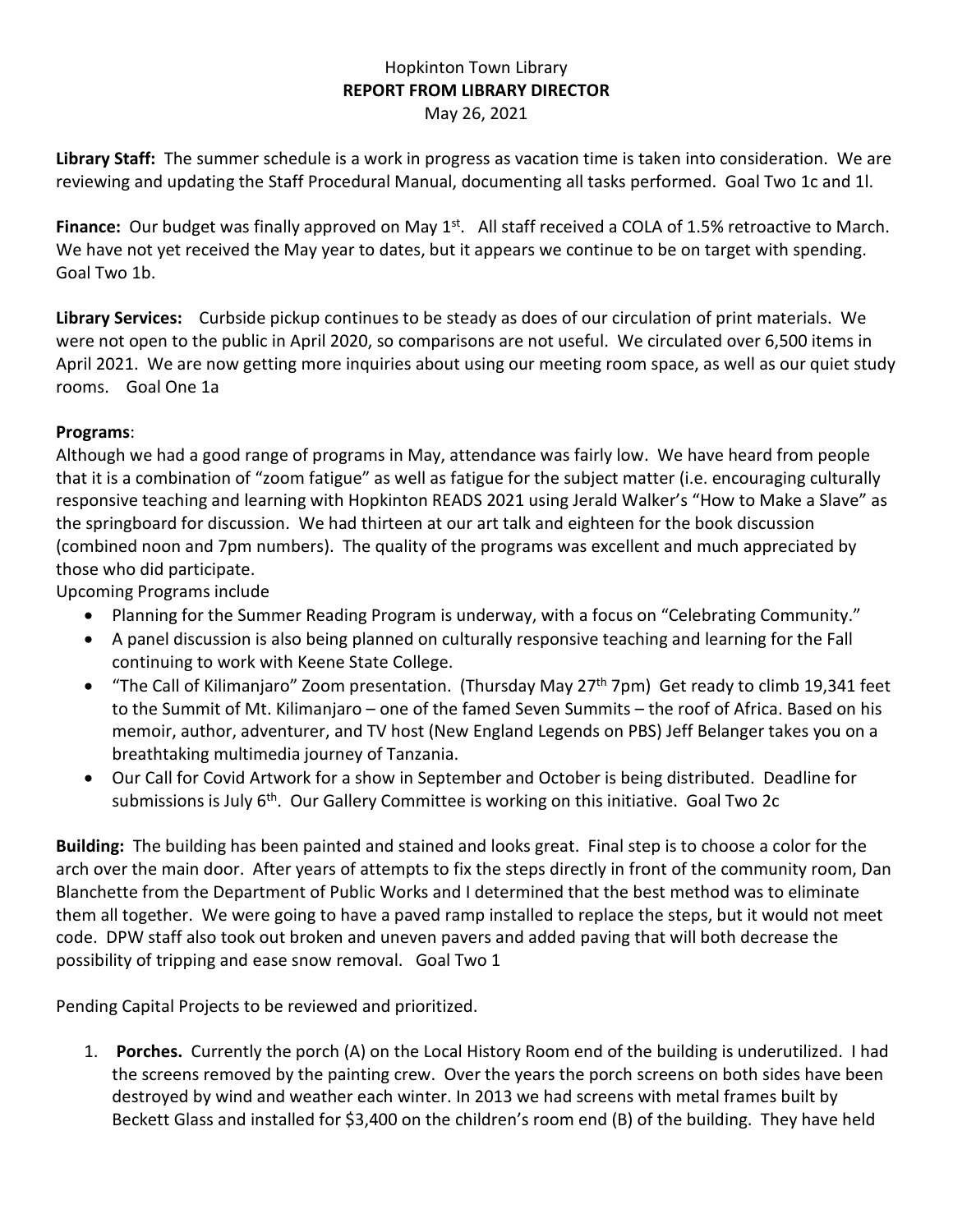# Hopkinton Town Library
## REPORT FROM LIBRARY DIRECTOR
May 26, 2021

**Library Staff:** The summer schedule is a work in progress as vacation time is taken into consideration. We are reviewing and updating the Staff Procedural Manual, documenting all tasks performed. Goal Two 1c and 1l.

**Finance:** Our budget was finally approved on May 1st. All staff received a COLA of 1.5% retroactive to March. We have not yet received the May year to dates, but it appears we continue to be on target with spending. Goal Two 1b.

**Library Services:** Curbside pickup continues to be steady as does of our circulation of print materials. We were not open to the public in April 2020, so comparisons are not useful. We circulated over 6,500 items in April 2021. We are now getting more inquiries about using our meeting room space, as well as our quiet study rooms. Goal One 1a

**Programs**:

Although we had a good range of programs in May, attendance was fairly low. We have heard from people that it is a combination of "zoom fatigue" as well as fatigue for the subject matter (i.e. encouraging culturally responsive teaching and learning with Hopkinton READS 2021 using Jerald Walker's "How to Make a Slave" as the springboard for discussion. We had thirteen at our art talk and eighteen for the book discussion (combined noon and 7pm numbers). The quality of the programs was excellent and much appreciated by those who did participate.

Upcoming Programs include

- Planning for the Summer Reading Program is underway, with a focus on "Celebrating Community."
- A panel discussion is also being planned on culturally responsive teaching and learning for the Fall continuing to work with Keene State College.
- "The Call of Kilimanjaro" Zoom presentation. (Thursday May 27th 7pm) Get ready to climb 19,341 feet to the Summit of Mt. Kilimanjaro – one of the famed Seven Summits – the roof of Africa. Based on his memoir, author, adventurer, and TV host (New England Legends on PBS) Jeff Belanger takes you on a breathtaking multimedia journey of Tanzania.
- Our Call for Covid Artwork for a show in September and October is being distributed. Deadline for submissions is July 6th. Our Gallery Committee is working on this initiative. Goal Two 2c

**Building:** The building has been painted and stained and looks great. Final step is to choose a color for the arch over the main door. After years of attempts to fix the steps directly in front of the community room, Dan Blanchette from the Department of Public Works and I determined that the best method was to eliminate them all together. We were going to have a paved ramp installed to replace the steps, but it would not meet code. DPW staff also took out broken and uneven pavers and added paving that will both decrease the possibility of tripping and ease snow removal. Goal Two 1

Pending Capital Projects to be reviewed and prioritized.

1. **Porches.** Currently the porch (A) on the Local History Room end of the building is underutilized. I had the screens removed by the painting crew. Over the years the porch screens on both sides have been destroyed by wind and weather each winter. In 2013 we had screens with metal frames built by Beckett Glass and installed for $3,400 on the children's room end (B) of the building. They have held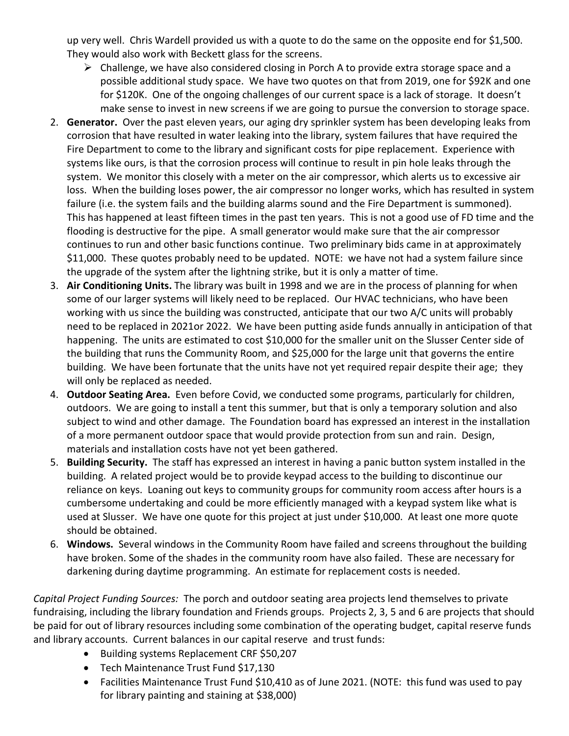up very well. Chris Wardell provided us with a quote to do the same on the opposite end for $1,500. They would also work with Beckett glass for the screens.

- ➢ Challenge, we have also considered closing in Porch A to provide extra storage space and a possible additional study space. We have two quotes on that from 2019, one for $92K and one for $120K. One of the ongoing challenges of our current space is a lack of storage. It doesn't make sense to invest in new screens if we are going to pursue the conversion to storage space.

2. **Generator.** Over the past eleven years, our aging dry sprinkler system has been developing leaks from corrosion that have resulted in water leaking into the library, system failures that have required the Fire Department to come to the library and significant costs for pipe replacement. Experience with systems like ours, is that the corrosion process will continue to result in pin hole leaks through the system. We monitor this closely with a meter on the air compressor, which alerts us to excessive air loss. When the building loses power, the air compressor no longer works, which has resulted in system failure (i.e. the system fails and the building alarms sound and the Fire Department is summoned). This has happened at least fifteen times in the past ten years. This is not a good use of FD time and the flooding is destructive for the pipe. A small generator would make sure that the air compressor continues to run and other basic functions continue. Two preliminary bids came in at approximately $11,000. These quotes probably need to be updated. NOTE: we have not had a system failure since the upgrade of the system after the lightning strike, but it is only a matter of time.
3. **Air Conditioning Units.** The library was built in 1998 and we are in the process of planning for when some of our larger systems will likely need to be replaced. Our HVAC technicians, who have been working with us since the building was constructed, anticipate that our two A/C units will probably need to be replaced in 2021or 2022. We have been putting aside funds annually in anticipation of that happening. The units are estimated to cost $10,000 for the smaller unit on the Slusser Center side of the building that runs the Community Room, and $25,000 for the large unit that governs the entire building. We have been fortunate that the units have not yet required repair despite their age; they will only be replaced as needed.
4. **Outdoor Seating Area.** Even before Covid, we conducted some programs, particularly for children, outdoors. We are going to install a tent this summer, but that is only a temporary solution and also subject to wind and other damage. The Foundation board has expressed an interest in the installation of a more permanent outdoor space that would provide protection from sun and rain. Design, materials and installation costs have not yet been gathered.
5. **Building Security.** The staff has expressed an interest in having a panic button system installed in the building. A related project would be to provide keypad access to the building to discontinue our reliance on keys. Loaning out keys to community groups for community room access after hours is a cumbersome undertaking and could be more efficiently managed with a keypad system like what is used at Slusser. We have one quote for this project at just under $10,000. At least one more quote should be obtained.
6. **Windows.** Several windows in the Community Room have failed and screens throughout the building have broken. Some of the shades in the community room have also failed. These are necessary for darkening during daytime programming. An estimate for replacement costs is needed.

*Capital Project Funding Sources:* The porch and outdoor seating area projects lend themselves to private fundraising, including the library foundation and Friends groups. Projects 2, 3, 5 and 6 are projects that should be paid for out of library resources including some combination of the operating budget, capital reserve funds and library accounts. Current balances in our capital reserve and trust funds:

- Building systems Replacement CRF $50,207
- Tech Maintenance Trust Fund $17,130
- Facilities Maintenance Trust Fund $10,410 as of June 2021. (NOTE: this fund was used to pay for library painting and staining at $38,000)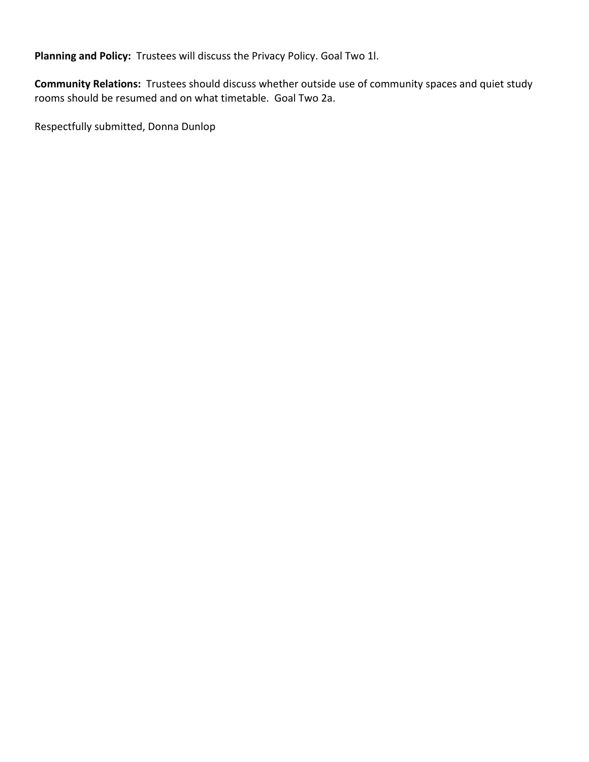**Planning and Policy:** Trustees will discuss the Privacy Policy. Goal Two 1l.

**Community Relations:** Trustees should discuss whether outside use of community spaces and quiet study rooms should be resumed and on what timetable. Goal Two 2a.

Respectfully submitted, Donna Dunlop